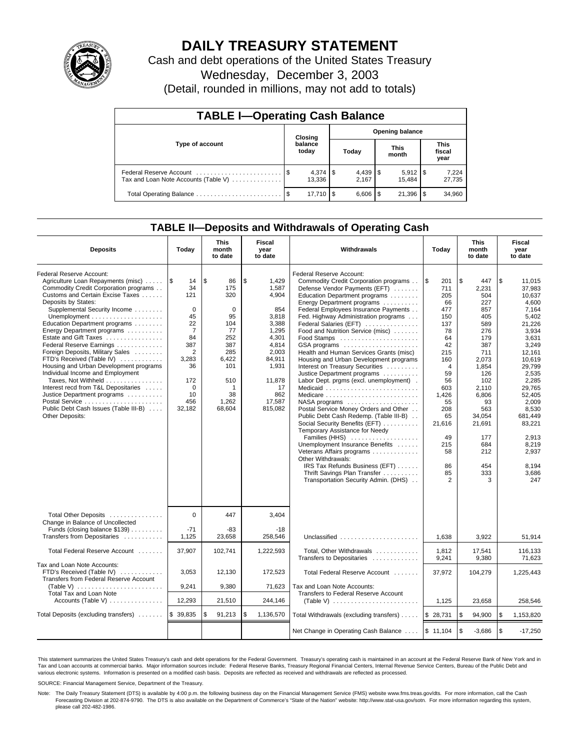# DAILY TREASURY STATEMENT

Cash and debt operations of the United States Treasury

Wednesday, December 3, 2003

(Detail, rounded in millions, may not add to totals)

## TABLE I—Operating Cash Balance

| Type of account | Closing balance today | Opening balance Today | Opening balance This month | Opening balance This fiscal year |
|---|---|---|---|---|
| Federal Reserve Account | $ 4,374 | $ 4,439 | $ 5,912 | $ 7,224 |
| Tax and Loan Note Accounts (Table V) | 13,336 | 2,167 | 15,484 | 27,735 |
| Total Operating Balance | $ 17,710 | $ 6,606 | $ 21,396 | $ 34,960 |

## TABLE II—Deposits and Withdrawals of Operating Cash

| Deposits | Today | This month to date | Fiscal year to date | Withdrawals | Today | This month to date | Fiscal year to date |
|---|---|---|---|---|---|---|---|
| Federal Reserve Account: | | | | Federal Reserve Account: | | | |
| Agriculture Loan Repayments (misc) | $ 14 | $ 86 | $ 1,429 | Commodity Credit Corporation programs | $ 201 | $ 447 | $ 11,015 |
| Commodity Credit Corporation programs | 34 | 175 | 1,587 | Defense Vendor Payments (EFT) | 711 | 2,231 | 37,983 |
| Customs and Certain Excise Taxes | 121 | 320 | 4,904 | Education Department programs | 205 | 504 | 10,637 |
| Deposits by States: | | | | Energy Department programs | 66 | 227 | 4,600 |
| Supplemental Security Income | 0 | 0 | 854 | Federal Employees Insurance Payments | 477 | 857 | 7,164 |
| Unemployment | 45 | 95 | 3,818 | Fed. Highway Administration programs | 150 | 405 | 5,402 |
| Education Department programs | 22 | 104 | 3,388 | Federal Salaries (EFT) | 137 | 589 | 21,226 |
| Energy Department programs | 7 | 77 | 1,295 | Food and Nutrition Service (misc) | 78 | 276 | 3,934 |
| Estate and Gift Taxes | 84 | 252 | 4,301 | Food Stamps | 64 | 179 | 3,631 |
| Federal Reserve Earnings | 387 | 387 | 4,814 | GSA programs | 42 | 387 | 3,249 |
| Foreign Deposits, Military Sales | 2 | 285 | 2,003 | Health and Human Services Grants (misc) | 215 | 711 | 12,161 |
| FTD's Received (Table IV) | 3,283 | 6,422 | 84,911 | Housing and Urban Development programs | 160 | 2,073 | 10,619 |
| Housing and Urban Development programs | 36 | 101 | 1,931 | Interest on Treasury Securities | 4 | 1,854 | 29,799 |
| Individual Income and Employment | | | | Justice Department programs | 59 | 126 | 2,535 |
| Taxes, Not Withheld | 172 | 510 | 11,878 | Labor Dept. prgms (excl. unemployment) | 56 | 102 | 2,285 |
| Interest recd from T&L Depositaries | 0 | 1 | 17 | Medicaid | 603 | 2,110 | 29,765 |
| Justice Department programs | 10 | 38 | 862 | Medicare | 1,426 | 6,806 | 52,405 |
| Postal Service | 456 | 1,262 | 17,587 | NASA programs | 55 | 93 | 2,009 |
| Public Debt Cash Issues (Table III-B) | 32,182 | 68,604 | 815,082 | Postal Service Money Orders and Other | 208 | 563 | 8,530 |
| Other Deposits: | | | | Public Debt Cash Redemp. (Table III-B) | 65 | 34,054 | 681,449 |
| | | | | Social Security Benefits (EFT) | 21,616 | 21,691 | 83,221 |
| | | | | Temporary Assistance for Needy | | | |
| | | | | Families (HHS) | 49 | 177 | 2,913 |
| | | | | Unemployment Insurance Benefits | 215 | 684 | 8,219 |
| | | | | Veterans Affairs programs | 58 | 212 | 2,937 |
| | | | | Other Withdrawals: | | | |
| | | | | IRS Tax Refunds Business (EFT) | 86 | 454 | 8,194 |
| | | | | Thrift Savings Plan Transfer | 85 | 333 | 3,686 |
| | | | | Transportation Security Admin. (DHS) | 2 | 3 | 247 |
| Total Other Deposits | 0 | 447 | 3,404 | | | | |
| Change in Balance of Uncollected | | | | | | | |
| Funds (closing balance $139) | -71 | -83 | -18 | | | | |
| Transfers from Depositaries | 1,125 | 23,658 | 258,546 | Unclassified | 1,638 | 3,922 | 51,914 |
| Total Federal Reserve Account | 37,907 | 102,741 | 1,222,593 | Total, Other Withdrawals | 1,812 | 17,541 | 116,133 |
| | | | | Transfers to Depositaries | 9,241 | 9,380 | 71,623 |
| Tax and Loan Note Accounts: | | | | | | | |
| FTD's Received (Table IV) | 3,053 | 12,130 | 172,523 | Total Federal Reserve Account | 37,972 | 104,279 | 1,225,443 |
| Transfers from Federal Reserve Account (Table V) | 9,241 | 9,380 | 71,623 | Tax and Loan Note Accounts: | | | |
| Total Tax and Loan Note Accounts (Table V) | 12,293 | 21,510 | 244,146 | Transfers to Federal Reserve Account (Table V) | 1,125 | 23,658 | 258,546 |
| Total Deposits (excluding transfers) | $ 39,835 | $ 91,213 | $ 1,136,570 | Total Withdrawals (excluding transfers) | $ 28,731 | $ 94,900 | $ 1,153,820 |
| | | | | Net Change in Operating Cash Balance | $ 11,104 | $ -3,686 | $ -17,250 |

This statement summarizes the United States Treasury's cash and debt operations for the Federal Government. Treasury's operating cash is maintained in an account at the Federal Reserve Bank of New York and in Tax and Loan accounts at commercial banks. Major information sources include: Federal Reserve Banks, Treasury Regional Financial Centers, Internal Revenue Service Centers, Bureau of the Public Debt and various electronic systems. Information is presented on a modified cash basis. Deposits are reflected as received and withdrawals are reflected as processed.

SOURCE: Financial Management Service, Department of the Treasury.

Note: The Daily Treasury Statement (DTS) is available by 4:00 p.m. the following business day on the Financial Management Service (FMS) website www.fms.treas.gov/dts. For more information, call the Cash Forecasting Division at 202-874-9790. The DTS is also available on the Department of Commerce's "State of the Nation" website: http://www.stat-usa.gov/sotn. For more information regarding this system, please call 202-482-1986.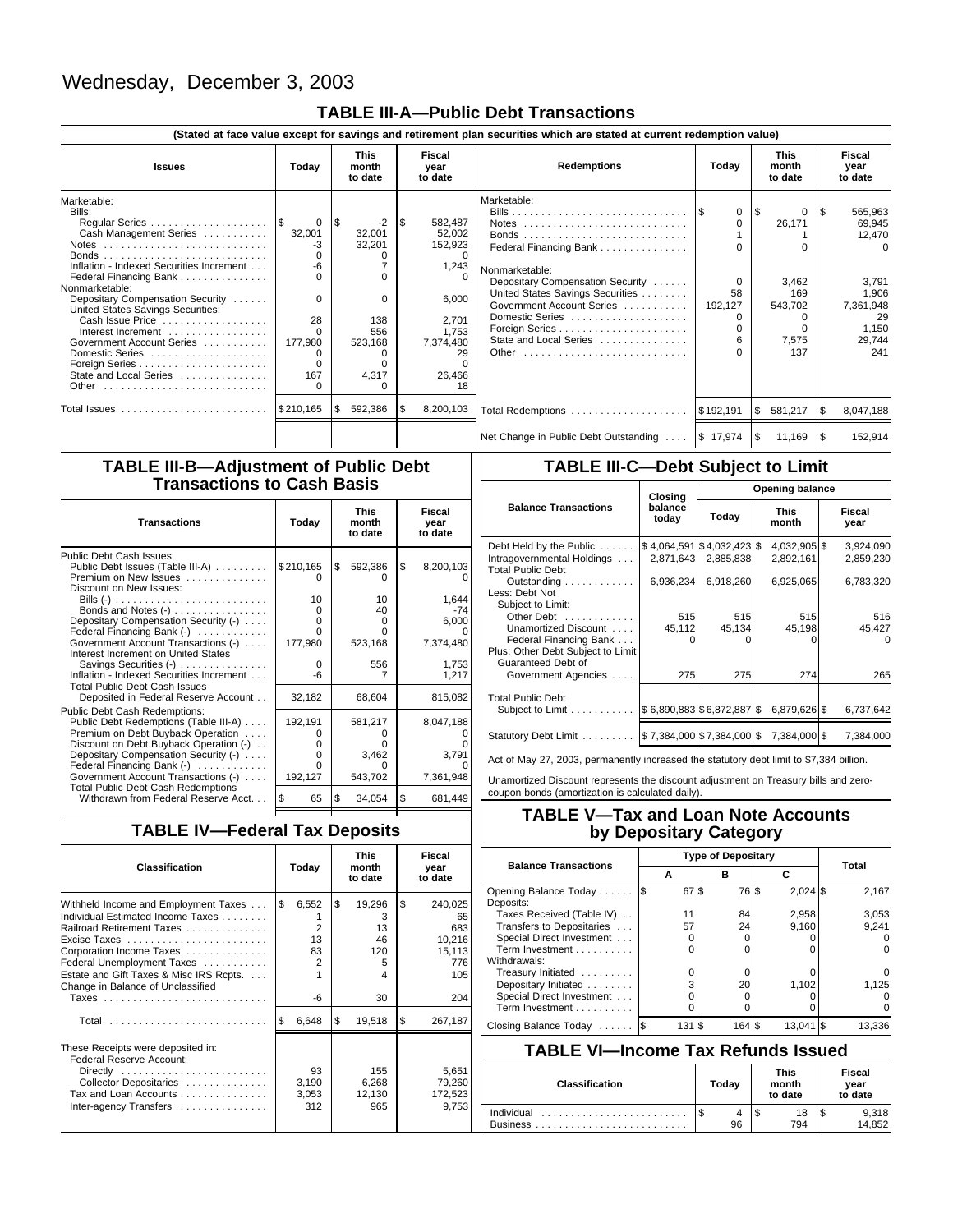Wednesday, December 3, 2003

## TABLE III-A—Public Debt Transactions

(Stated at face value except for savings and retirement plan securities which are stated at current redemption value)

| Issues | Today | This month to date | Fiscal year to date |
|---|---|---|---|
| Marketable: | | | |
| Bills: | | | |
| Regular Series | $ 0 | $ -2 | $ 582,487 |
| Cash Management Series | 32,001 | 32,001 | 52,002 |
| Notes | -3 | 32,201 | 152,923 |
| Bonds | 0 | 0 | 0 |
| Inflation - Indexed Securities Increment | -6 | 7 | 1,243 |
| Federal Financing Bank | 0 | 0 | 0 |
| Nonmarketable: | | | |
| Depositary Compensation Security | 0 | 0 | 6,000 |
| United States Savings Securities: | | | |
| Cash Issue Price | 28 | 138 | 2,701 |
| Interest Increment | 0 | 556 | 1,753 |
| Government Account Series | 177,980 | 523,168 | 7,374,480 |
| Domestic Series | 0 | 0 | 29 |
| Foreign Series | 0 | 0 | 0 |
| State and Local Series | 167 | 4,317 | 26,466 |
| Other | 0 | 0 | 18 |
| Total Issues | $210,165 | $ 592,386 | $ 8,200,103 |

| Redemptions | Today | This month to date | Fiscal year to date |
|---|---|---|---|
| Marketable: | | | |
| Bills | $ 0 | $ 0 | $ 565,963 |
| Notes | 0 | 26,171 | 69,945 |
| Bonds | 1 | 1 | 12,470 |
| Federal Financing Bank | 0 | 0 | 0 |
| Nonmarketable: | | | |
| Depositary Compensation Security | 0 | 3,462 | 3,791 |
| United States Savings Securities | 58 | 169 | 1,906 |
| Government Account Series | 192,127 | 543,702 | 7,361,948 |
| Domestic Series | 0 | 0 | 29 |
| Foreign Series | 0 | 0 | 1,150 |
| State and Local Series | 6 | 7,575 | 29,744 |
| Other | 0 | 137 | 241 |
| Total Redemptions | $192,191 | $ 581,217 | $ 8,047,188 |
| Net Change in Public Debt Outstanding | $ 17,974 | $ 11,169 | $ 152,914 |

## TABLE III-B—Adjustment of Public Debt Transactions to Cash Basis

| Transactions | Today | This month to date | Fiscal year to date |
|---|---|---|---|
| Public Debt Cash Issues: | | | |
| Public Debt Issues (Table III-A) | $210,165 | $ 592,386 | $ 8,200,103 |
| Premium on New Issues | 0 | 0 | 0 |
| Discount on New Issues: | | | |
| Bills (-) | 10 | 10 | 1,644 |
| Bonds and Notes (-) | 0 | 40 | -74 |
| Depositary Compensation Security (-) | 0 | 0 | 6,000 |
| Federal Financing Bank (-) | 0 | 0 | 0 |
| Government Account Transactions (-) | 177,980 | 523,168 | 7,374,480 |
| Interest Increment on United States Savings Securities (-) | 0 | 556 | 1,753 |
| Inflation - Indexed Securities Increment | -6 | 7 | 1,217 |
| Total Public Debt Cash Issues Deposited in Federal Reserve Account | 32,182 | 68,604 | 815,082 |
| Public Debt Cash Redemptions: | | | |
| Public Debt Redemptions (Table III-A) | 192,191 | 581,217 | 8,047,188 |
| Premium on Debt Buyback Operation | 0 | 0 | 0 |
| Discount on Debt Buyback Operation (-) | 0 | 0 | 0 |
| Depositary Compensation Security (-) | 0 | 3,462 | 3,791 |
| Federal Financing Bank (-) | 0 | 0 | 0 |
| Government Account Transactions (-) | 192,127 | 543,702 | 7,361,948 |
| Total Public Debt Cash Redemptions Withdrawn from Federal Reserve Acct. | $ 65 | $ 34,054 | $ 681,449 |

## TABLE III-C—Debt Subject to Limit

| Balance Transactions | Closing balance today | Opening balance Today | Opening balance This month | Opening balance Fiscal year |
|---|---|---|---|---|
| Debt Held by the Public | $ 4,064,591 | $ 4,032,423 | $ 4,032,905 | $ 3,924,090 |
| Intragovernmental Holdings | 2,871,643 | 2,885,838 | 2,892,161 | 2,859,230 |
| Total Public Debt Outstanding | 6,936,234 | 6,918,260 | 6,925,065 | 6,783,320 |
| Less: Debt Not Subject to Limit: | | | | |
| Other Debt | 515 | 515 | 515 | 516 |
| Unamortized Discount | 45,112 | 45,134 | 45,198 | 45,427 |
| Federal Financing Bank | 0 | 0 | 0 | 0 |
| Plus: Other Debt Subject to Limit Guaranteed Debt of Government Agencies | 275 | 275 | 274 | 265 |
| Total Public Debt Subject to Limit | $ 6,890,883 | $ 6,872,887 | $ 6,879,626 | $ 6,737,642 |
| Statutory Debt Limit | $ 7,384,000 | $ 7,384,000 | $ 7,384,000 | $ 7,384,000 |

Act of May 27, 2003, permanently increased the statutory debt limit to $7,384 billion.

Unamortized Discount represents the discount adjustment on Treasury bills and zero-coupon bonds (amortization is calculated daily).

## TABLE IV—Federal Tax Deposits

| Classification | Today | This month to date | Fiscal year to date |
|---|---|---|---|
| Withheld Income and Employment Taxes | $ 6,552 | $ 19,296 | $ 240,025 |
| Individual Estimated Income Taxes | 1 | 3 | 65 |
| Railroad Retirement Taxes | 2 | 13 | 683 |
| Excise Taxes | 13 | 46 | 10,216 |
| Corporation Income Taxes | 83 | 120 | 15,113 |
| Federal Unemployment Taxes | 2 | 5 | 776 |
| Estate and Gift Taxes & Misc IRS Rcpts. | 1 | 4 | 105 |
| Change in Balance of Unclassified Taxes | -6 | 30 | 204 |
| Total | $ 6,648 | $ 19,518 | $ 267,187 |
| These Receipts were deposited in: | | | |
| Federal Reserve Account: | | | |
| Directly | 93 | 155 | 5,651 |
| Collector Depositaries | 3,190 | 6,268 | 79,260 |
| Tax and Loan Accounts | 3,053 | 12,130 | 172,523 |
| Inter-agency Transfers | 312 | 965 | 9,753 |

## TABLE V—Tax and Loan Note Accounts by Depositary Category

| Balance Transactions | Type of Depositary A | B | C | Total |
|---|---|---|---|---|
| Opening Balance Today | $ 67 | $ 76 | $ 2,024 | $ 2,167 |
| Deposits: | | | | |
| Taxes Received (Table IV) | 11 | 84 | 2,958 | 3,053 |
| Transfers to Depositaries | 57 | 24 | 9,160 | 9,241 |
| Special Direct Investment | 0 | 0 | 0 | 0 |
| Term Investment | 0 | 0 | 0 | 0 |
| Withdrawals: | | | | |
| Treasury Initiated | 0 | 0 | 0 | 0 |
| Depositary Initiated | 3 | 20 | 1,102 | 1,125 |
| Special Direct Investment | 0 | 0 | 0 | 0 |
| Term Investment | 0 | 0 | 0 | 0 |
| Closing Balance Today | $ 131 | $ 164 | $ 13,041 | $ 13,336 |

## TABLE VI—Income Tax Refunds Issued

| Classification | Today | This month to date | Fiscal year to date |
|---|---|---|---|
| Individual | $ 4 | $ 18 | $ 9,318 |
| Business | 96 | 794 | 14,852 |